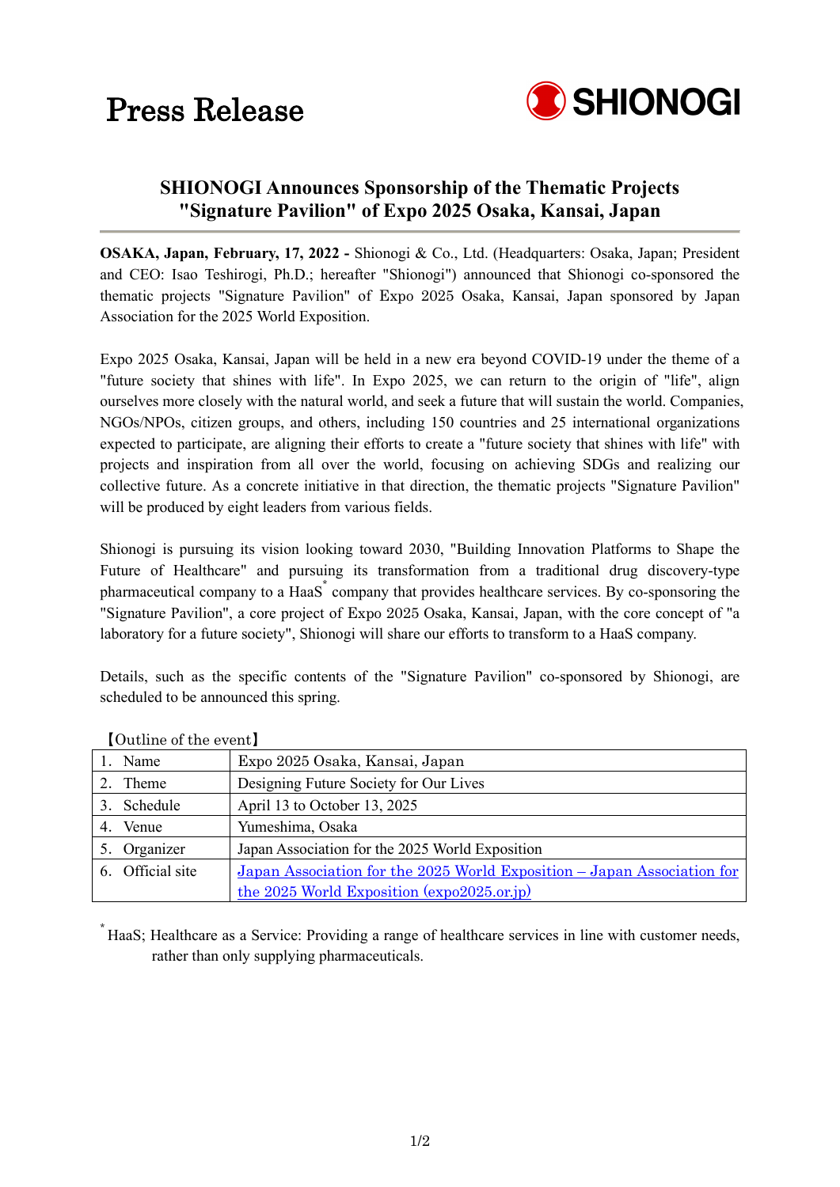# Press Release

SHIONOGI

## SHIONOGI Announces Sponsorship of the Thematic Projects "Signature Pavilion" of Expo 2025 Osaka, Kansai, Japan

**OSAKA, Japan, February, 17, 2022 -** Shionogi & Co., Ltd. (Headquarters: Osaka, Japan; President and CEO: Isao Teshirogi, Ph.D.; hereafter "Shionogi") announced that Shionogi co-sponsored the thematic projects "Signature Pavilion" of Expo 2025 Osaka, Kansai, Japan sponsored by Japan Association for the 2025 World Exposition.

Expo 2025 Osaka, Kansai, Japan will be held in a new era beyond COVID-19 under the theme of a "future society that shines with life". In Expo 2025, we can return to the origin of "life", align ourselves more closely with the natural world, and seek a future that will sustain the world. Companies, NGOs/NPOs, citizen groups, and others, including 150 countries and 25 international organizations expected to participate, are aligning their efforts to create a "future society that shines with life" with projects and inspiration from all over the world, focusing on achieving SDGs and realizing our collective future. As a concrete initiative in that direction, the thematic projects "Signature Pavilion" will be produced by eight leaders from various fields.

Shionogi is pursuing its vision looking toward 2030, "Building Innovation Platforms to Shape the Future of Healthcare" and pursuing its transformation from a traditional drug discovery-type pharmaceutical company to a HaaS* company that provides healthcare services. By co-sponsoring the "Signature Pavilion", a core project of Expo 2025 Osaka, Kansai, Japan, with the core concept of "a laboratory for a future society", Shionogi will share our efforts to transform to a HaaS company.

Details, such as the specific contents of the "Signature Pavilion" co-sponsored by Shionogi, are scheduled to be announced this spring.

【Outline of the event】

| | |
|---|---|
| 1. Name | Expo 2025 Osaka, Kansai, Japan |
| 2. Theme | Designing Future Society for Our Lives |
| 3. Schedule | April 13 to October 13, 2025 |
| 4. Venue | Yumeshima, Osaka |
| 5. Organizer | Japan Association for the 2025 World Exposition |
| 6. Official site | Japan Association for the 2025 World Exposition – Japan Association for the 2025 World Exposition (expo2025.or.jp) |

* HaaS; Healthcare as a Service: Providing a range of healthcare services in line with customer needs, rather than only supplying pharmaceuticals.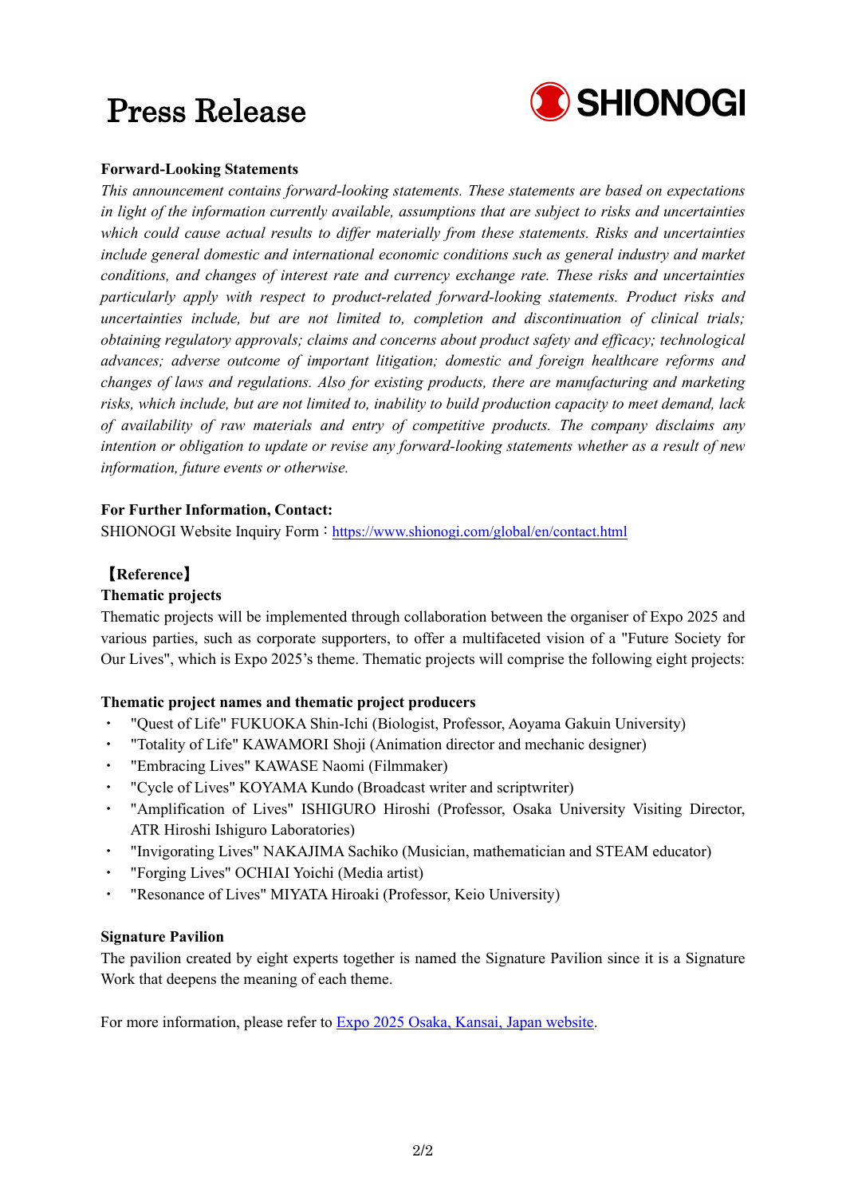**Forward-Looking Statements**

*This announcement contains forward-looking statements. These statements are based on expectations in light of the information currently available, assumptions that are subject to risks and uncertainties which could cause actual results to differ materially from these statements. Risks and uncertainties include general domestic and international economic conditions such as general industry and market conditions, and changes of interest rate and currency exchange rate. These risks and uncertainties particularly apply with respect to product-related forward-looking statements. Product risks and uncertainties include, but are not limited to, completion and discontinuation of clinical trials; obtaining regulatory approvals; claims and concerns about product safety and efficacy; technological advances; adverse outcome of important litigation; domestic and foreign healthcare reforms and changes of laws and regulations. Also for existing products, there are manufacturing and marketing risks, which include, but are not limited to, inability to build production capacity to meet demand, lack of availability of raw materials and entry of competitive products. The company disclaims any intention or obligation to update or revise any forward-looking statements whether as a result of new information, future events or otherwise.*

**For Further Information, Contact:**

SHIONOGI Website Inquiry Form：https://www.shionogi.com/global/en/contact.html

**【Reference】**

**Thematic projects**

Thematic projects will be implemented through collaboration between the organiser of Expo 2025 and various parties, such as corporate supporters, to offer a multifaceted vision of a "Future Society for Our Lives", which is Expo 2025's theme. Thematic projects will comprise the following eight projects:

**Thematic project names and thematic project producers**

- "Quest of Life" FUKUOKA Shin-Ichi (Biologist, Professor, Aoyama Gakuin University)
- "Totality of Life" KAWAMORI Shoji (Animation director and mechanic designer)
- "Embracing Lives" KAWASE Naomi (Filmmaker)
- "Cycle of Lives" KOYAMA Kundo (Broadcast writer and scriptwriter)
- "Amplification of Lives" ISHIGURO Hiroshi (Professor, Osaka University Visiting Director, ATR Hiroshi Ishiguro Laboratories)
- "Invigorating Lives" NAKAJIMA Sachiko (Musician, mathematician and STEAM educator)
- "Forging Lives" OCHIAI Yoichi (Media artist)
- "Resonance of Lives" MIYATA Hiroaki (Professor, Keio University)

**Signature Pavilion**

The pavilion created by eight experts together is named the Signature Pavilion since it is a Signature Work that deepens the meaning of each theme.

For more information, please refer to Expo 2025 Osaka, Kansai, Japan website.